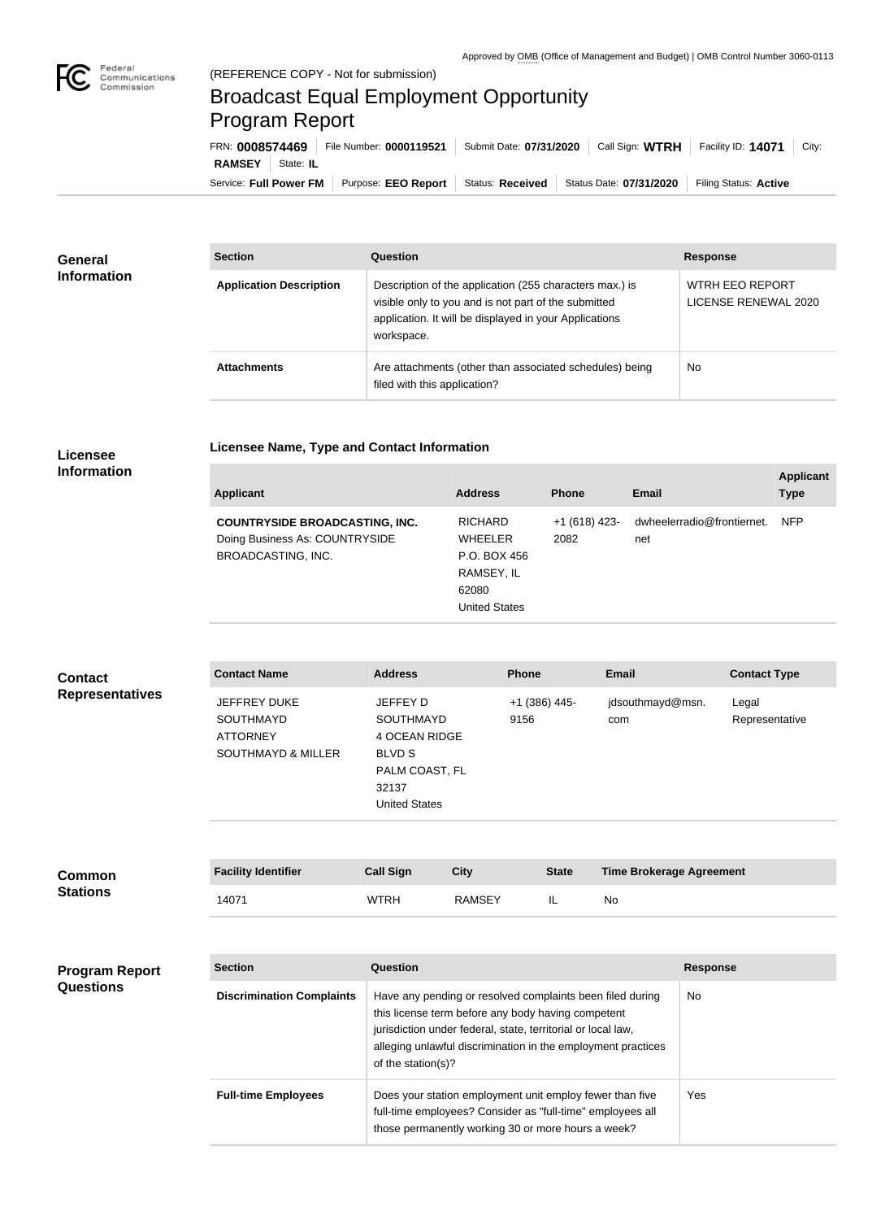Approved by OMB (Office of Management and Budget) | OMB Control Number 3060-0113

(REFERENCE COPY - Not for submission)

# Broadcast Equal Employment Opportunity Program Report

FRN: **0008574469** | File Number: **0000119521** | Submit Date: **07/31/2020** | Call Sign: **WTRH** | Facility ID: **14071** | City: **RAMSEY** | State: **IL**

Service: **Full Power FM** | Purpose: **EEO Report** | Status: **Received** | Status Date: **07/31/2020** | Filing Status: **Active**

## General Information

| Section | Question | Response |
| --- | --- | --- |
| **Application Description** | Description of the application (255 characters max.) is visible only to you and is not part of the submitted application. It will be displayed in your Applications workspace. | WTRH EEO REPORT LICENSE RENEWAL 2020 |
| **Attachments** | Are attachments (other than associated schedules) being filed with this application? | No |

## Licensee Information

**Licensee Name, Type and Contact Information**

| Applicant | Address | Phone | Email | Applicant Type |
| --- | --- | --- | --- | --- |
| **COUNTRYSIDE BROADCASTING, INC.** Doing Business As: COUNTRYSIDE BROADCASTING, INC. | RICHARD WHEELER P.O. BOX 456 RAMSEY, IL 62080 United States | +1 (618) 423-2082 | dwheelerradio@frontiernet.net | NFP |

## Contact Representatives

| Contact Name | Address | Phone | Email | Contact Type |
| --- | --- | --- | --- | --- |
| JEFFREY DUKE SOUTHMAYD ATTORNEY SOUTHMAYD & MILLER | JEFFEY D SOUTHMAYD 4 OCEAN RIDGE BLVD S PALM COAST, FL 32137 United States | +1 (386) 445-9156 | jdsouthmayd@msn.com | Legal Representative |

## Common Stations

| Facility Identifier | Call Sign | City | State | Time Brokerage Agreement |
| --- | --- | --- | --- | --- |
| 14071 | WTRH | RAMSEY | IL | No |

## Program Report Questions

| Section | Question | Response |
| --- | --- | --- |
| **Discrimination Complaints** | Have any pending or resolved complaints been filed during this license term before any body having competent jurisdiction under federal, state, territorial or local law, alleging unlawful discrimination in the employment practices of the station(s)? | No |
| **Full-time Employees** | Does your station employment unit employ fewer than five full-time employees? Consider as "full-time" employees all those permanently working 30 or more hours a week? | Yes |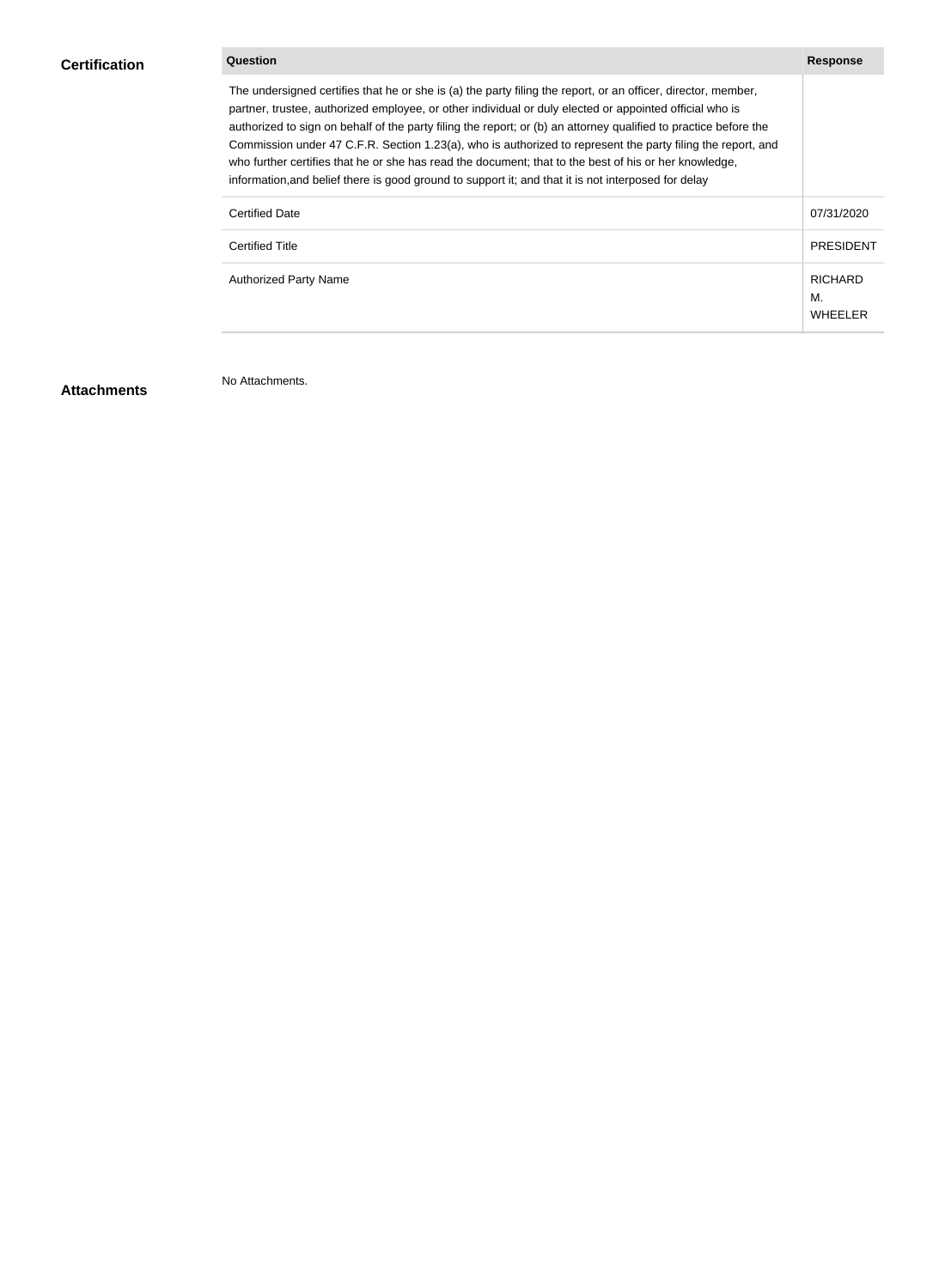## Certification

| Question | Response |
|---|---|
| The undersigned certifies that he or she is (a) the party filing the report, or an officer, director, member, partner, trustee, authorized employee, or other individual or duly elected or appointed official who is authorized to sign on behalf of the party filing the report; or (b) an attorney qualified to practice before the Commission under 47 C.F.R. Section 1.23(a), who is authorized to represent the party filing the report, and who further certifies that he or she has read the document; that to the best of his or her knowledge, information,and belief there is good ground to support it; and that it is not interposed for delay | |
| Certified Date | 07/31/2020 |
| Certified Title | PRESIDENT |
| Authorized Party Name | RICHARD M. WHEELER |

## Attachments

No Attachments.